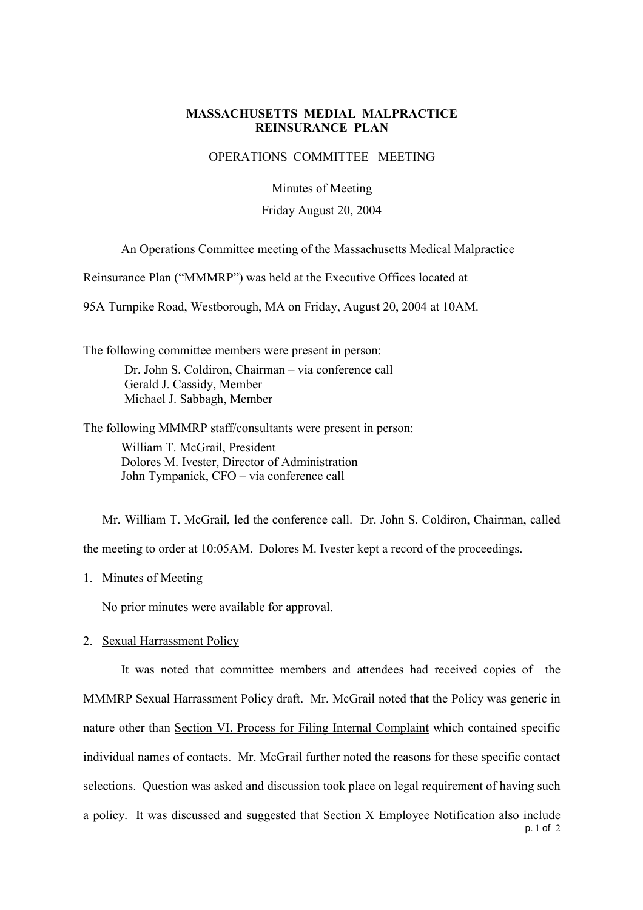**MASSACHUSETTS MEDIAL MALPRACTICE REINSURANCE PLAN**

OPERATIONS COMMITTEE MEETING

Minutes of Meeting

Friday August 20, 2004

An Operations Committee meeting of the Massachusetts Medical Malpractice Reinsurance Plan ("MMMRP") was held at the Executive Offices located at 95A Turnpike Road, Westborough, MA on Friday, August 20, 2004 at 10AM.

The following committee members were present in person:

Dr. John S. Coldiron, Chairman – via conference call
Gerald J. Cassidy, Member
Michael J. Sabbagh, Member

The following MMMRP staff/consultants were present in person:

William T. McGrail, President
Dolores M. Ivester, Director of Administration
John Tympanick, CFO – via conference call

Mr. William T. McGrail, led the conference call. Dr. John S. Coldiron, Chairman, called the meeting to order at 10:05AM. Dolores M. Ivester kept a record of the proceedings.

1. Minutes of Meeting

   No prior minutes were available for approval.

2. Sexual Harrassment Policy

   It was noted that committee members and attendees had received copies of the MMMRP Sexual Harrassment Policy draft. Mr. McGrail noted that the Policy was generic in nature other than Section VI. Process for Filing Internal Complaint which contained specific individual names of contacts. Mr. McGrail further noted the reasons for these specific contact selections. Question was asked and discussion took place on legal requirement of having such a policy. It was discussed and suggested that Section X Employee Notification also include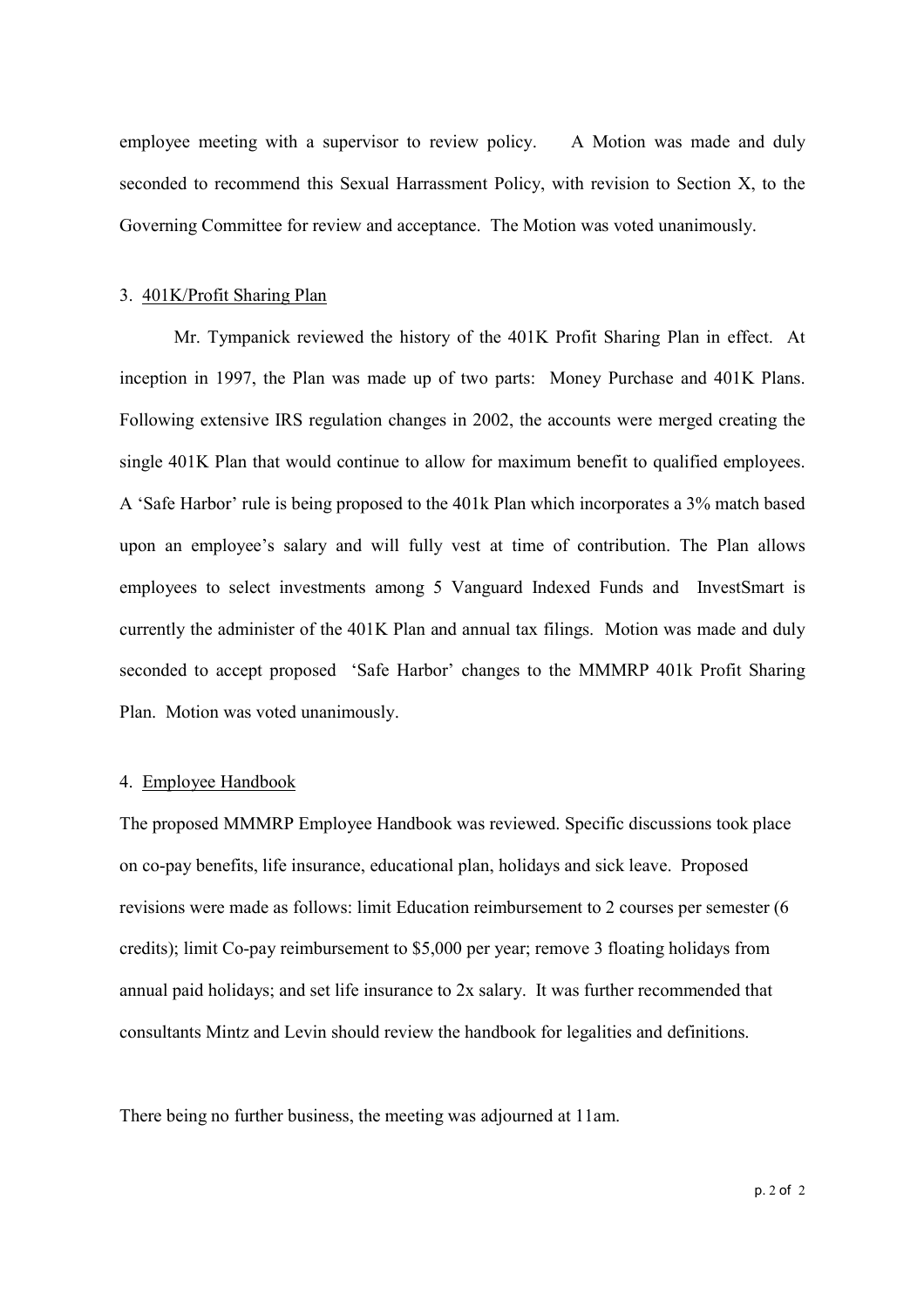employee meeting with a supervisor to review policy. A Motion was made and duly seconded to recommend this Sexual Harrassment Policy, with revision to Section X, to the Governing Committee for review and acceptance. The Motion was voted unanimously.

3. <u>401K/Profit Sharing Plan</u>

Mr. Tympanick reviewed the history of the 401K Profit Sharing Plan in effect. At inception in 1997, the Plan was made up of two parts: Money Purchase and 401K Plans. Following extensive IRS regulation changes in 2002, the accounts were merged creating the single 401K Plan that would continue to allow for maximum benefit to qualified employees. A 'Safe Harbor' rule is being proposed to the 401k Plan which incorporates a 3% match based upon an employee's salary and will fully vest at time of contribution. The Plan allows employees to select investments among 5 Vanguard Indexed Funds and InvestSmart is currently the administer of the 401K Plan and annual tax filings. Motion was made and duly seconded to accept proposed 'Safe Harbor' changes to the MMMRP 401k Profit Sharing Plan. Motion was voted unanimously.

4. <u>Employee Handbook</u>

The proposed MMMRP Employee Handbook was reviewed. Specific discussions took place on co-pay benefits, life insurance, educational plan, holidays and sick leave. Proposed revisions were made as follows: limit Education reimbursement to 2 courses per semester (6 credits); limit Co-pay reimbursement to $5,000 per year; remove 3 floating holidays from annual paid holidays; and set life insurance to 2x salary. It was further recommended that consultants Mintz and Levin should review the handbook for legalities and definitions.

There being no further business, the meeting was adjourned at 11am.